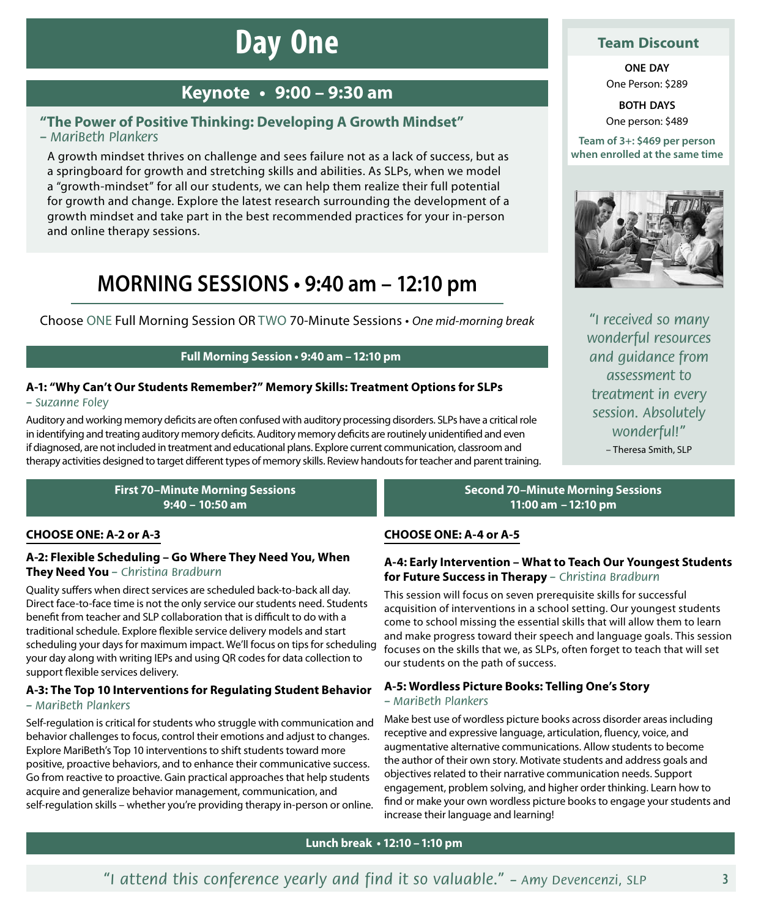# Day One

## Keynote • 9:00 – 9:30 am

### "The Power of Positive Thinking: Developing A Growth Mindset"

*– MariBeth Plankers*

A growth mindset thrives on challenge and sees failure not as a lack of success, but as a springboard for growth and stretching skills and abilities. As SLPs, when we model a "growth-mindset" for all our students, we can help them realize their full potential for growth and change. Explore the latest research surrounding the development of a growth mindset and take part in the best recommended practices for your in-person and online therapy sessions.

## MORNING SESSIONS • 9:40 am – 12:10 pm

Choose ONE Full Morning Session OR TWO 70-Minute Sessions • *One mid-morning break*

### Full Morning Session • 9:40 am – 12:10 pm

**A-1: "Why Can't Our Students Remember?" Memory Skills: Treatment Options for SLPs**
*– Suzanne Foley*

Auditory and working memory deficits are often confused with auditory processing disorders. SLPs have a critical role in identifying and treating auditory memory deficits. Auditory memory deficits are routinely unidentified and even if diagnosed, are not included in treatment and educational plans. Explore current communication, classroom and therapy activities designed to target different types of memory skills. Review handouts for teacher and parent training.

### First 70–Minute Morning Sessions 9:40 – 10:50 am

**CHOOSE ONE: A-2 or A-3**

**A-2: Flexible Scheduling – Go Where They Need You, When They Need You** *– Christina Bradburn*

Quality suffers when direct services are scheduled back-to-back all day. Direct face-to-face time is not the only service our students need. Students benefit from teacher and SLP collaboration that is difficult to do with a traditional schedule. Explore flexible service delivery models and start scheduling your days for maximum impact. We'll focus on tips for scheduling your day along with writing IEPs and using QR codes for data collection to support flexible services delivery.

**A-3: The Top 10 Interventions for Regulating Student Behavior**
*– MariBeth Plankers*

Self-regulation is critical for students who struggle with communication and behavior challenges to focus, control their emotions and adjust to changes. Explore MariBeth's Top 10 interventions to shift students toward more positive, proactive behaviors, and to enhance their communicative success. Go from reactive to proactive. Gain practical approaches that help students acquire and generalize behavior management, communication, and self-regulation skills – whether you're providing therapy in-person or online.

### Second 70–Minute Morning Sessions 11:00 am – 12:10 pm

**CHOOSE ONE: A-4 or A-5**

**A-4: Early Intervention – What to Teach Our Youngest Students for Future Success in Therapy** *– Christina Bradburn*

This session will focus on seven prerequisite skills for successful acquisition of interventions in a school setting. Our youngest students come to school missing the essential skills that will allow them to learn and make progress toward their speech and language goals. This session focuses on the skills that we, as SLPs, often forget to teach that will set our students on the path of success.

**A-5: Wordless Picture Books: Telling One's Story**
*– MariBeth Plankers*

Make best use of wordless picture books across disorder areas including receptive and expressive language, articulation, fluency, voice, and augmentative alternative communications. Allow students to become the author of their own story. Motivate students and address goals and objectives related to their narrative communication needs. Support engagement, problem solving, and higher order thinking. Learn how to find or make your own wordless picture books to engage your students and increase their language and learning!

### Lunch break • 12:10 – 1:10 pm

*"I attend this conference yearly and find it so valuable." – Amy Devencenzi, SLP*

---

### Team Discount

**ONE DAY**
One Person: $289

**BOTH DAYS**
One person: $489

**Team of 3+: $469 per person when enrolled at the same time**

*"I received so many wonderful resources and guidance from assessment to treatment in every session. Absolutely wonderful!"*
– Theresa Smith, SLP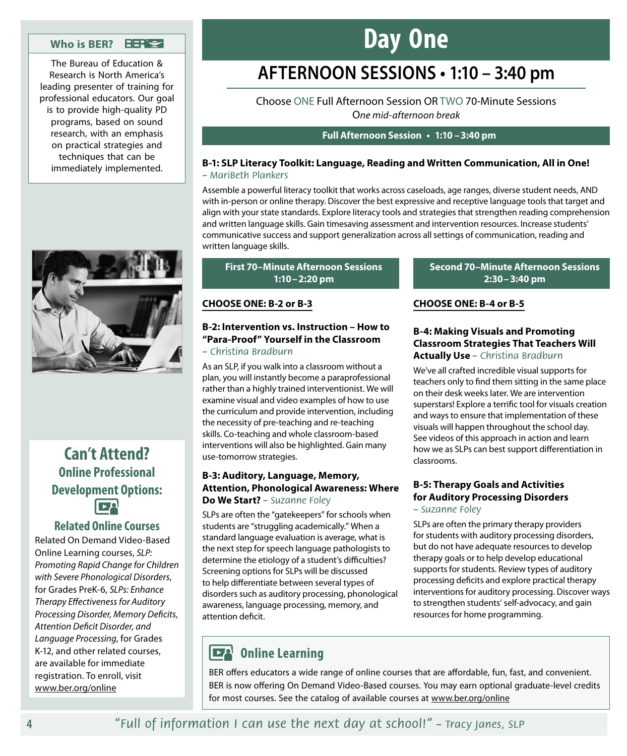# Day One

## AFTERNOON SESSIONS • 1:10 – 3:40 pm

Choose ONE Full Afternoon Session OR TWO 70-Minute Sessions
*One mid-afternoon break*

**Full Afternoon Session • 1:10 – 3:40 pm**

### B-1: SLP Literacy Toolkit: Language, Reading and Written Communication, All in One!
*– MariBeth Plankers*

Assemble a powerful literacy toolkit that works across caseloads, age ranges, diverse student needs, AND with in-person or online therapy. Discover the best expressive and receptive language tools that target and align with your state standards. Explore literacy tools and strategies that strengthen reading comprehension and written language skills. Gain timesaving assessment and intervention resources. Increase students' communicative success and support generalization across all settings of communication, reading and written language skills.

**First 70–Minute Afternoon Sessions 1:10 – 2:20 pm**

**CHOOSE ONE: B-2 or B-3**

### B-2: Intervention vs. Instruction – How to "Para-Proof" Yourself in the Classroom
*– Christina Bradburn*

As an SLP, if you walk into a classroom without a plan, you will instantly become a paraprofessional rather than a highly trained interventionist. We will examine visual and video examples of how to use the curriculum and provide intervention, including the necessity of pre-teaching and re-teaching skills. Co-teaching and whole classroom-based interventions will also be highlighted. Gain many use-tomorrow strategies.

### B-3: Auditory, Language, Memory, Attention, Phonological Awareness: Where Do We Start? *– Suzanne Foley*

SLPs are often the "gatekeepers" for schools when students are "struggling academically." When a standard language evaluation is average, what is the next step for speech language pathologists to determine the etiology of a student's difficulties? Screening options for SLPs will be discussed to help differentiate between several types of disorders such as auditory processing, phonological awareness, language processing, memory, and attention deficit.

**Second 70–Minute Afternoon Sessions 2:30 – 3:40 pm**

**CHOOSE ONE: B-4 or B-5**

### B-4: Making Visuals and Promoting Classroom Strategies That Teachers Will Actually Use *– Christina Bradburn*

We've all crafted incredible visual supports for teachers only to find them sitting in the same place on their desk weeks later. We are intervention superstars! Explore a terrific tool for visuals creation and ways to ensure that implementation of these visuals will happen throughout the school day. See videos of this approach in action and learn how we as SLPs can best support differentiation in classrooms.

### B-5: Therapy Goals and Activities for Auditory Processing Disorders
*– Suzanne Foley*

SLPs are often the primary therapy providers for students with auditory processing disorders, but do not have adequate resources to develop therapy goals or to help develop educational supports for students. Review types of auditory processing deficits and explore practical therapy interventions for auditory processing. Discover ways to strengthen students' self-advocacy, and gain resources for home programming.

## Online Learning

BER offers educators a wide range of online courses that are affordable, fun, fast, and convenient. BER is now offering On Demand Video-Based courses. You may earn optional graduate-level credits for most courses. See the catalog of available courses at www.ber.org/online

---

**Who is BER?**

The Bureau of Education & Research is North America's leading presenter of training for professional educators. Our goal is to provide high-quality PD programs, based on sound research, with an emphasis on practical strategies and techniques that can be immediately implemented.

## Can't Attend?
### Online Professional Development Options:

### Related Online Courses

Related On Demand Video-Based Online Learning courses, *SLP: Promoting Rapid Change for Children with Severe Phonological Disorders*, for Grades PreK-6, *SLPs: Enhance Therapy Effectiveness for Auditory Processing Disorder, Memory Deficits, Attention Deficit Disorder, and Language Processing*, for Grades K-12, and other related courses, are available for immediate registration. To enroll, visit www.ber.org/online

*"Full of information I can use the next day at school!" – Tracy Janes, SLP*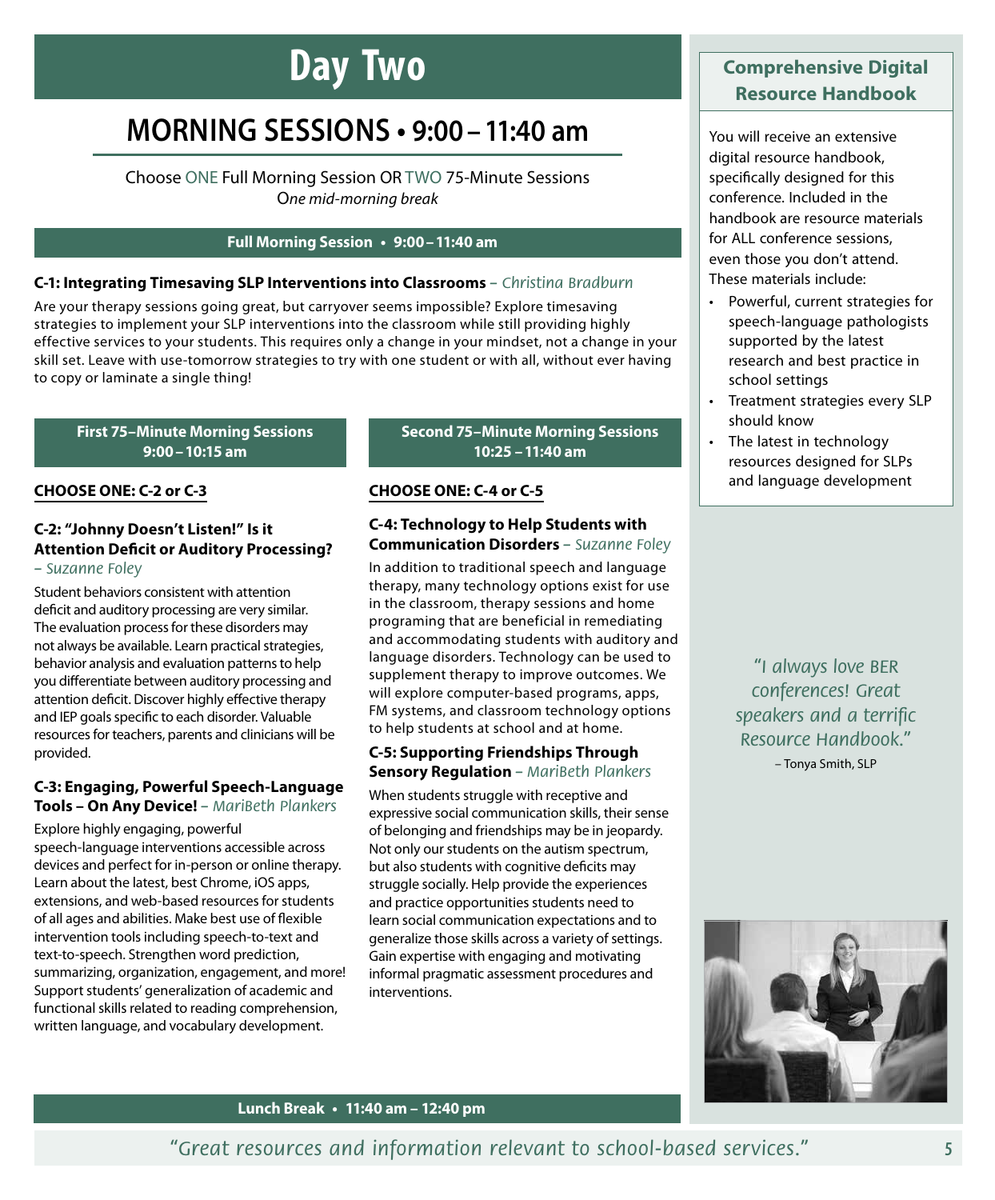# Day Two

## MORNING SESSIONS • 9:00 – 11:40 am

Choose ONE Full Morning Session OR TWO 75-Minute Sessions
*One mid-morning break*

### Full Morning Session • 9:00 – 11:40 am

**C-1: Integrating Timesaving SLP Interventions into Classrooms** – *Christina Bradburn*

Are your therapy sessions going great, but carryover seems impossible? Explore timesaving strategies to implement your SLP interventions into the classroom while still providing highly effective services to your students. This requires only a change in your mindset, not a change in your skill set. Leave with use-tomorrow strategies to try with one student or with all, without ever having to copy or laminate a single thing!

### First 75–Minute Morning Sessions 9:00 – 10:15 am

**CHOOSE ONE: C-2 or C-3**

**C-2: "Johnny Doesn't Listen!" Is it Attention Deficit or Auditory Processing?** – *Suzanne Foley*

Student behaviors consistent with attention deficit and auditory processing are very similar. The evaluation process for these disorders may not always be available. Learn practical strategies, behavior analysis and evaluation patterns to help you differentiate between auditory processing and attention deficit. Discover highly effective therapy and IEP goals specific to each disorder. Valuable resources for teachers, parents and clinicians will be provided.

**C-3: Engaging, Powerful Speech-Language Tools – On Any Device!** – *MariBeth Plankers*

Explore highly engaging, powerful speech-language interventions accessible across devices and perfect for in-person or online therapy. Learn about the latest, best Chrome, iOS apps, extensions, and web-based resources for students of all ages and abilities. Make best use of flexible intervention tools including speech-to-text and text-to-speech. Strengthen word prediction, summarizing, organization, engagement, and more! Support students' generalization of academic and functional skills related to reading comprehension, written language, and vocabulary development.

### Second 75–Minute Morning Sessions 10:25 – 11:40 am

**CHOOSE ONE: C-4 or C-5**

**C-4: Technology to Help Students with Communication Disorders** – *Suzanne Foley*

In addition to traditional speech and language therapy, many technology options exist for use in the classroom, therapy sessions and home programing that are beneficial in remediating and accommodating students with auditory and language disorders. Technology can be used to supplement therapy to improve outcomes. We will explore computer-based programs, apps, FM systems, and classroom technology options to help students at school and at home.

**C-5: Supporting Friendships Through Sensory Regulation** – *MariBeth Plankers*

When students struggle with receptive and expressive social communication skills, their sense of belonging and friendships may be in jeopardy. Not only our students on the autism spectrum, but also students with cognitive deficits may struggle socially. Help provide the experiences and practice opportunities students need to learn social communication expectations and to generalize those skills across a variety of settings. Gain expertise with engaging and motivating informal pragmatic assessment procedures and interventions.

### Lunch Break • 11:40 am – 12:40 pm

### Comprehensive Digital Resource Handbook

You will receive an extensive digital resource handbook, specifically designed for this conference. Included in the handbook are resource materials for ALL conference sessions, even those you don't attend. These materials include:

- Powerful, current strategies for speech-language pathologists supported by the latest research and best practice in school settings
- Treatment strategies every SLP should know
- The latest in technology resources designed for SLPs and language development

*"I always love BER conferences! Great speakers and a terrific Resource Handbook."*
– Tonya Smith, SLP

*"Great resources and information relevant to school-based services."*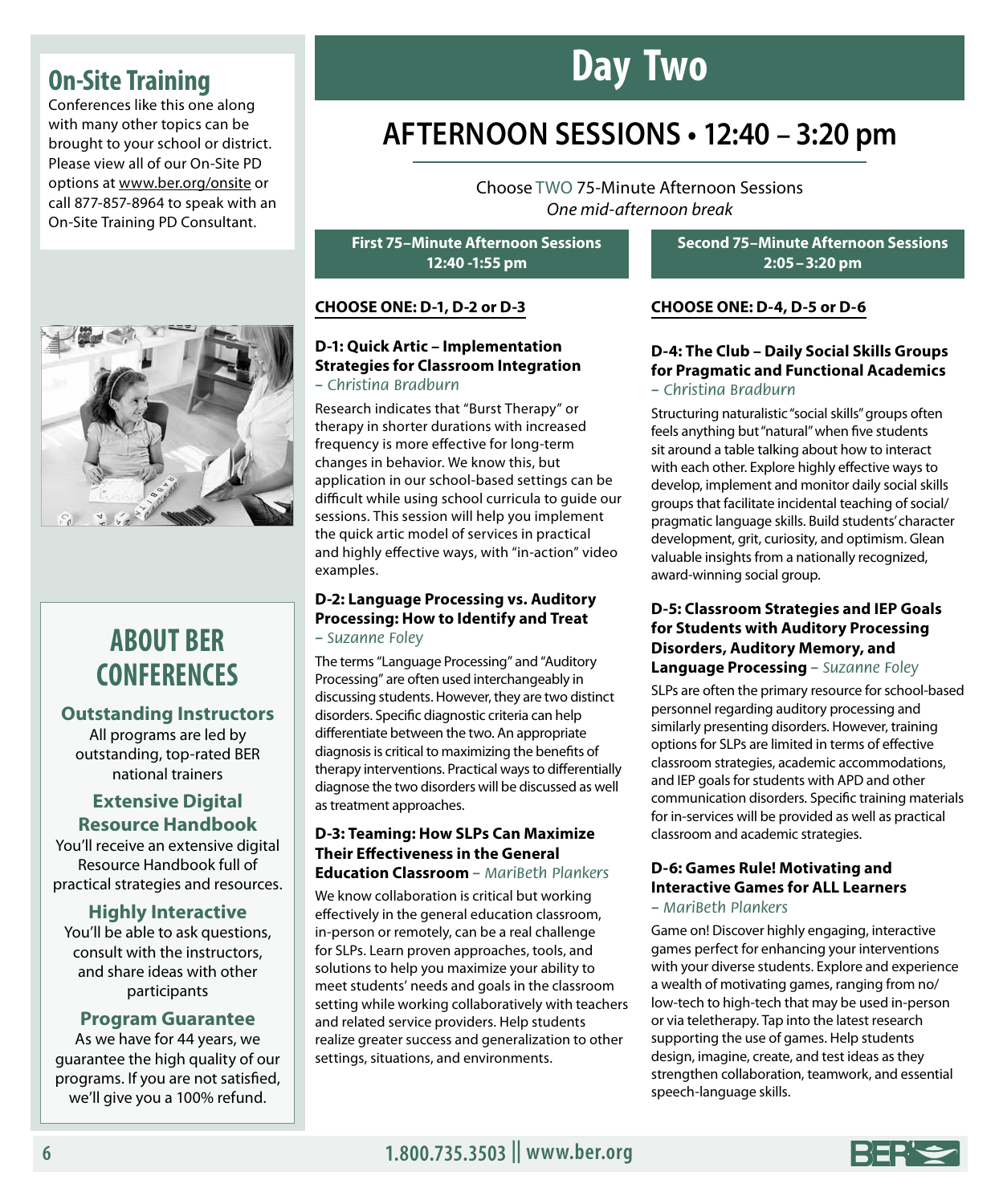## On-Site Training

Conferences like this one along with many other topics can be brought to your school or district. Please view all of our On-Site PD options at www.ber.org/onsite or call 877-857-8964 to speak with an On-Site Training PD Consultant.

## ABOUT BER CONFERENCES

### Outstanding Instructors

All programs are led by outstanding, top-rated BER national trainers

### Extensive Digital Resource Handbook

You'll receive an extensive digital Resource Handbook full of practical strategies and resources.

### Highly Interactive

You'll be able to ask questions, consult with the instructors, and share ideas with other participants

### Program Guarantee

As we have for 44 years, we guarantee the high quality of our programs. If you are not satisfied, we'll give you a 100% refund.

# Day Two

## AFTERNOON SESSIONS • 12:40 – 3:20 pm

Choose TWO 75-Minute Afternoon Sessions
*One mid-afternoon break*

### First 75–Minute Afternoon Sessions 12:40 -1:55 pm

**CHOOSE ONE: D-1, D-2 or D-3**

**D-1: Quick Artic – Implementation Strategies for Classroom Integration** – *Christina Bradburn*

Research indicates that "Burst Therapy" or therapy in shorter durations with increased frequency is more effective for long-term changes in behavior. We know this, but application in our school-based settings can be difficult while using school curricula to guide our sessions. This session will help you implement the quick artic model of services in practical and highly effective ways, with "in-action" video examples.

**D-2: Language Processing vs. Auditory Processing: How to Identify and Treat** – *Suzanne Foley*

The terms "Language Processing" and "Auditory Processing" are often used interchangeably in discussing students. However, they are two distinct disorders. Specific diagnostic criteria can help differentiate between the two. An appropriate diagnosis is critical to maximizing the benefits of therapy interventions. Practical ways to differentially diagnose the two disorders will be discussed as well as treatment approaches.

**D-3: Teaming: How SLPs Can Maximize Their Effectiveness in the General Education Classroom** – *MariBeth Plankers*

We know collaboration is critical but working effectively in the general education classroom, in-person or remotely, can be a real challenge for SLPs. Learn proven approaches, tools, and solutions to help you maximize your ability to meet students' needs and goals in the classroom setting while working collaboratively with teachers and related service providers. Help students realize greater success and generalization to other settings, situations, and environments.

### Second 75–Minute Afternoon Sessions 2:05 – 3:20 pm

**CHOOSE ONE: D-4, D-5 or D-6**

**D-4: The Club – Daily Social Skills Groups for Pragmatic and Functional Academics** – *Christina Bradburn*

Structuring naturalistic "social skills" groups often feels anything but "natural" when five students sit around a table talking about how to interact with each other. Explore highly effective ways to develop, implement and monitor daily social skills groups that facilitate incidental teaching of social/pragmatic language skills. Build students' character development, grit, curiosity, and optimism. Glean valuable insights from a nationally recognized, award-winning social group.

**D-5: Classroom Strategies and IEP Goals for Students with Auditory Processing Disorders, Auditory Memory, and Language Processing** – *Suzanne Foley*

SLPs are often the primary resource for school-based personnel regarding auditory processing and similarly presenting disorders. However, training options for SLPs are limited in terms of effective classroom strategies, academic accommodations, and IEP goals for students with APD and other communication disorders. Specific training materials for in-services will be provided as well as practical classroom and academic strategies.

**D-6: Games Rule! Motivating and Interactive Games for ALL Learners** – *MariBeth Plankers*

Game on! Discover highly engaging, interactive games perfect for enhancing your interventions with your diverse students. Explore and experience a wealth of motivating games, ranging from no/low-tech to high-tech that may be used in-person or via teletherapy. Tap into the latest research supporting the use of games. Help students design, imagine, create, and test ideas as they strengthen collaboration, teamwork, and essential speech-language skills.

1.800.735.3503 || www.ber.org